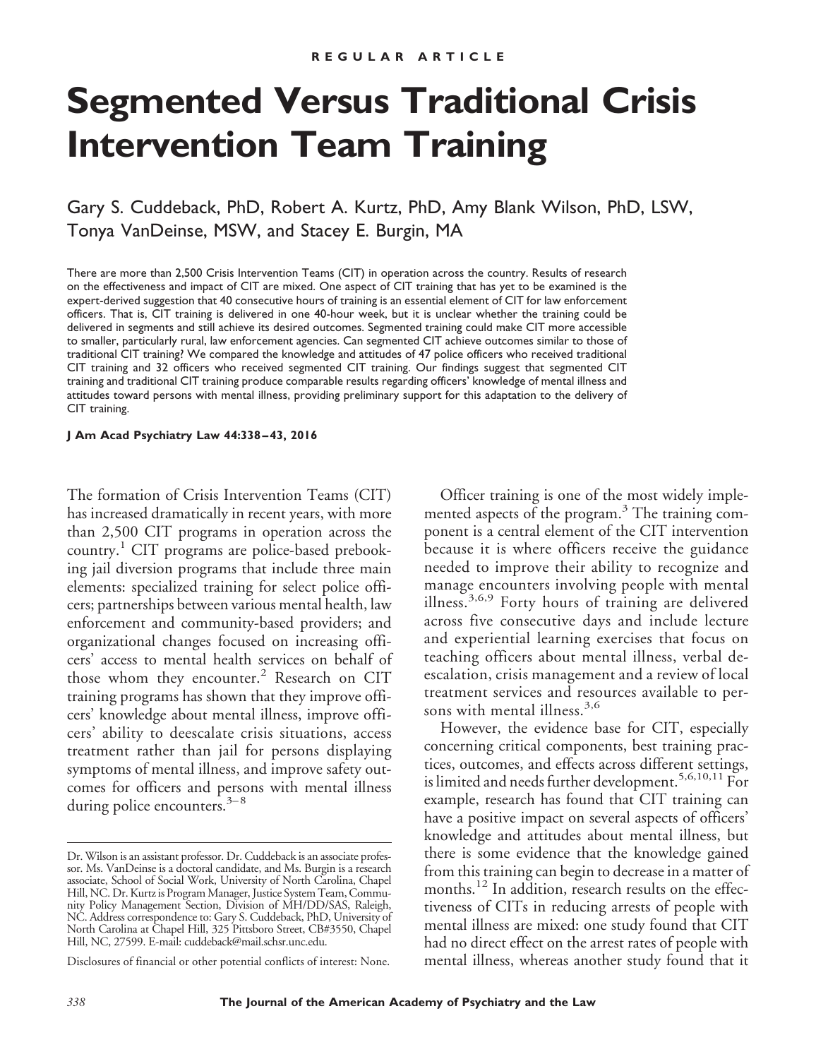REGULAR ARTICLE

# Segmented Versus Traditional Crisis Intervention Team Training

Gary S. Cuddeback, PhD, Robert A. Kurtz, PhD, Amy Blank Wilson, PhD, LSW, Tonya VanDeinse, MSW, and Stacey E. Burgin, MA

There are more than 2,500 Crisis Intervention Teams (CIT) in operation across the country. Results of research on the effectiveness and impact of CIT are mixed. One aspect of CIT training that has yet to be examined is the expert-derived suggestion that 40 consecutive hours of training is an essential element of CIT for law enforcement officers. That is, CIT training is delivered in one 40-hour week, but it is unclear whether the training could be delivered in segments and still achieve its desired outcomes. Segmented training could make CIT more accessible to smaller, particularly rural, law enforcement agencies. Can segmented CIT achieve outcomes similar to those of traditional CIT training? We compared the knowledge and attitudes of 47 police officers who received traditional CIT training and 32 officers who received segmented CIT training. Our findings suggest that segmented CIT training and traditional CIT training produce comparable results regarding officers' knowledge of mental illness and attitudes toward persons with mental illness, providing preliminary support for this adaptation to the delivery of CIT training.

**J Am Acad Psychiatry Law 44:338–43, 2016**

The formation of Crisis Intervention Teams (CIT) has increased dramatically in recent years, with more than 2,500 CIT programs in operation across the country.[1] CIT programs are police-based prebooking jail diversion programs that include three main elements: specialized training for select police officers; partnerships between various mental health, law enforcement and community-based providers; and organizational changes focused on increasing officers' access to mental health services on behalf of those whom they encounter.[2] Research on CIT training programs has shown that they improve officers' knowledge about mental illness, improve officers' ability to deescalate crisis situations, access treatment rather than jail for persons displaying symptoms of mental illness, and improve safety outcomes for officers and persons with mental illness during police encounters.[3–8]

Officer training is one of the most widely implemented aspects of the program.[3] The training component is a central element of the CIT intervention because it is where officers receive the guidance needed to improve their ability to recognize and manage encounters involving people with mental illness.[3,6,9] Forty hours of training are delivered across five consecutive days and include lecture and experiential learning exercises that focus on teaching officers about mental illness, verbal deescalation, crisis management and a review of local treatment services and resources available to persons with mental illness.[3,6]

However, the evidence base for CIT, especially concerning critical components, best training practices, outcomes, and effects across different settings, is limited and needs further development.[5,6,10,11] For example, research has found that CIT training can have a positive impact on several aspects of officers' knowledge and attitudes about mental illness, but there is some evidence that the knowledge gained from this training can begin to decrease in a matter of months.[12] In addition, research results on the effectiveness of CITs in reducing arrests of people with mental illness are mixed: one study found that CIT had no direct effect on the arrest rates of people with mental illness, whereas another study found that it

---

Dr. Wilson is an assistant professor. Dr. Cuddeback is an associate professor. Ms. VanDeinse is a doctoral candidate, and Ms. Burgin is a research associate, School of Social Work, University of North Carolina, Chapel Hill, NC. Dr. Kurtz is Program Manager, Justice System Team, Community Policy Management Section, Division of MH/DD/SAS, Raleigh, NC. Address correspondence to: Gary S. Cuddeback, PhD, University of North Carolina at Chapel Hill, 325 Pittsboro Street, CB#3550, Chapel Hill, NC, 27599. E-mail: cuddeback@mail.schsr.unc.edu.

Disclosures of financial or other potential conflicts of interest: None.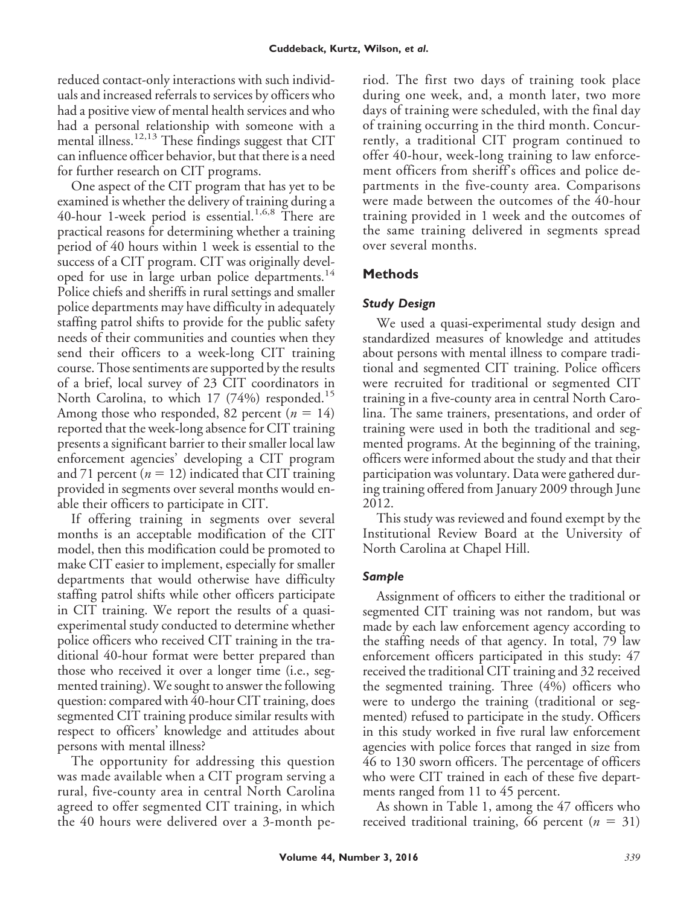reduced contact-only interactions with such individuals and increased referrals to services by officers who had a positive view of mental health services and who had a personal relationship with someone with a mental illness.[12,13] These findings suggest that CIT can influence officer behavior, but that there is a need for further research on CIT programs.

One aspect of the CIT program that has yet to be examined is whether the delivery of training during a 40-hour 1-week period is essential.[1,6,8] There are practical reasons for determining whether a training period of 40 hours within 1 week is essential to the success of a CIT program. CIT was originally developed for use in large urban police departments.[14] Police chiefs and sheriffs in rural settings and smaller police departments may have difficulty in adequately staffing patrol shifts to provide for the public safety needs of their communities and counties when they send their officers to a week-long CIT training course. Those sentiments are supported by the results of a brief, local survey of 23 CIT coordinators in North Carolina, to which 17 (74%) responded.[15] Among those who responded, 82 percent ($n$ = 14) reported that the week-long absence for CIT training presents a significant barrier to their smaller local law enforcement agencies' developing a CIT program and 71 percent ($n$ = 12) indicated that CIT training provided in segments over several months would enable their officers to participate in CIT.

If offering training in segments over several months is an acceptable modification of the CIT model, then this modification could be promoted to make CIT easier to implement, especially for smaller departments that would otherwise have difficulty staffing patrol shifts while other officers participate in CIT training. We report the results of a quasi-experimental study conducted to determine whether police officers who received CIT training in the traditional 40-hour format were better prepared than those who received it over a longer time (i.e., segmented training). We sought to answer the following question: compared with 40-hour CIT training, does segmented CIT training produce similar results with respect to officers' knowledge and attitudes about persons with mental illness?

The opportunity for addressing this question was made available when a CIT program serving a rural, five-county area in central North Carolina agreed to offer segmented CIT training, in which the 40 hours were delivered over a 3-month period. The first two days of training took place during one week, and, a month later, two more days of training were scheduled, with the final day of training occurring in the third month. Concurrently, a traditional CIT program continued to offer 40-hour, week-long training to law enforcement officers from sheriff's offices and police departments in the five-county area. Comparisons were made between the outcomes of the 40-hour training provided in 1 week and the outcomes of the same training delivered in segments spread over several months.

## Methods

### *Study Design*

We used a quasi-experimental study design and standardized measures of knowledge and attitudes about persons with mental illness to compare traditional and segmented CIT training. Police officers were recruited for traditional or segmented CIT training in a five-county area in central North Carolina. The same trainers, presentations, and order of training were used in both the traditional and segmented programs. At the beginning of the training, officers were informed about the study and that their participation was voluntary. Data were gathered during training offered from January 2009 through June 2012.

This study was reviewed and found exempt by the Institutional Review Board at the University of North Carolina at Chapel Hill.

### *Sample*

Assignment of officers to either the traditional or segmented CIT training was not random, but was made by each law enforcement agency according to the staffing needs of that agency. In total, 79 law enforcement officers participated in this study: 47 received the traditional CIT training and 32 received the segmented training. Three (4%) officers who were to undergo the training (traditional or segmented) refused to participate in the study. Officers in this study worked in five rural law enforcement agencies with police forces that ranged in size from 46 to 130 sworn officers. The percentage of officers who were CIT trained in each of these five departments ranged from 11 to 45 percent.

As shown in Table 1, among the 47 officers who received traditional training, 66 percent ($n$ = 31)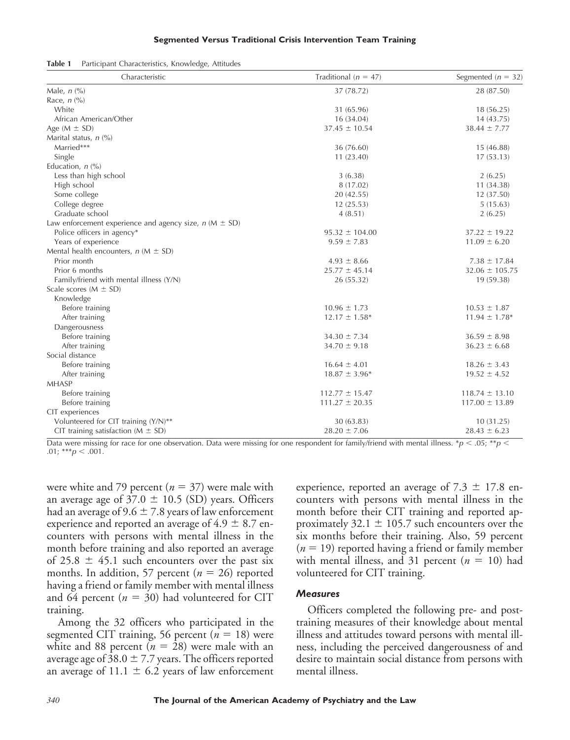**Table 1** Participant Characteristics, Knowledge, Attitudes

| Characteristic | Traditional ($n$ = 47) | Segmented ($n$ = 32) |
|---|---|---|
| Male, $n$ (%) | 37 (78.72) | 28 (87.50) |
| Race, $n$ (%) | | |
| White | 31 (65.96) | 18 (56.25) |
| African American/Other | 16 (34.04) | 14 (43.75) |
| Age (M ± SD) | 37.45 ± 10.54 | 38.44 ± 7.77 |
| Marital status, $n$ (%) | | |
| Married*** | 36 (76.60) | 15 (46.88) |
| Single | 11 (23.40) | 17 (53.13) |
| Education, $n$ (%) | | |
| Less than high school | 3 (6.38) | 2 (6.25) |
| High school | 8 (17.02) | 11 (34.38) |
| Some college | 20 (42.55) | 12 (37.50) |
| College degree | 12 (25.53) | 5 (15.63) |
| Graduate school | 4 (8.51) | 2 (6.25) |
| Law enforcement experience and agency size, $n$ (M ± SD) | | |
| Police officers in agency* | 95.32 ± 104.00 | 37.22 ± 19.22 |
| Years of experience | 9.59 ± 7.83 | 11.09 ± 6.20 |
| Mental health encounters, $n$ (M ± SD) | | |
| Prior month | 4.93 ± 8.66 | 7.38 ± 17.84 |
| Prior 6 months | 25.77 ± 45.14 | 32.06 ± 105.75 |
| Family/friend with mental illness (Y/N) | 26 (55.32) | 19 (59.38) |
| Scale scores (M ± SD) | | |
| Knowledge | | |
| Before training | 10.96 ± 1.73 | 10.53 ± 1.87 |
| After training | 12.17 ± 1.58* | 11.94 ± 1.78* |
| Dangerousness | | |
| Before training | 34.30 ± 7.34 | 36.59 ± 8.98 |
| After training | 34.70 ± 9.18 | 36.23 ± 6.68 |
| Social distance | | |
| Before training | 16.64 ± 4.01 | 18.26 ± 3.43 |
| After training | 18.87 ± 3.96* | 19.52 ± 4.52 |
| MHASP | | |
| Before training | 112.77 ± 15.47 | 118.74 ± 13.10 |
| Before training | 111.27 ± 20.35 | 117.00 ± 13.89 |
| CIT experiences | | |
| Volunteered for CIT training (Y/N)** | 30 (63.83) | 10 (31.25) |
| CIT training satisfaction (M ± SD) | 28.20 ± 7.06 | 28.43 ± 6.23 |

Data were missing for race for one observation. Data were missing for one respondent for family/friend with mental illness. *$p < .05$; **$p < .01$; ***$p < .001$.

were white and 79 percent ($n$ = 37) were male with an average age of 37.0 ± 10.5 (SD) years. Officers had an average of 9.6 ± 7.8 years of law enforcement experience and reported an average of 4.9 ± 8.7 encounters with persons with mental illness in the month before training and also reported an average of 25.8 ± 45.1 such encounters over the past six months. In addition, 57 percent ($n$ = 26) reported having a friend or family member with mental illness and 64 percent ($n$ = 30) had volunteered for CIT training.

Among the 32 officers who participated in the segmented CIT training, 56 percent ($n$ = 18) were white and 88 percent ($n$ = 28) were male with an average age of 38.0 ± 7.7 years. The officers reported an average of 11.1 ± 6.2 years of law enforcement experience, reported an average of 7.3 ± 17.8 encounters with persons with mental illness in the month before their CIT training and reported approximately 32.1 ± 105.7 such encounters over the six months before their training. Also, 59 percent ($n$ = 19) reported having a friend or family member with mental illness, and 31 percent ($n$ = 10) had volunteered for CIT training.

### *Measures*

Officers completed the following pre- and post-training measures of their knowledge about mental illness and attitudes toward persons with mental illness, including the perceived dangerousness of and desire to maintain social distance from persons with mental illness.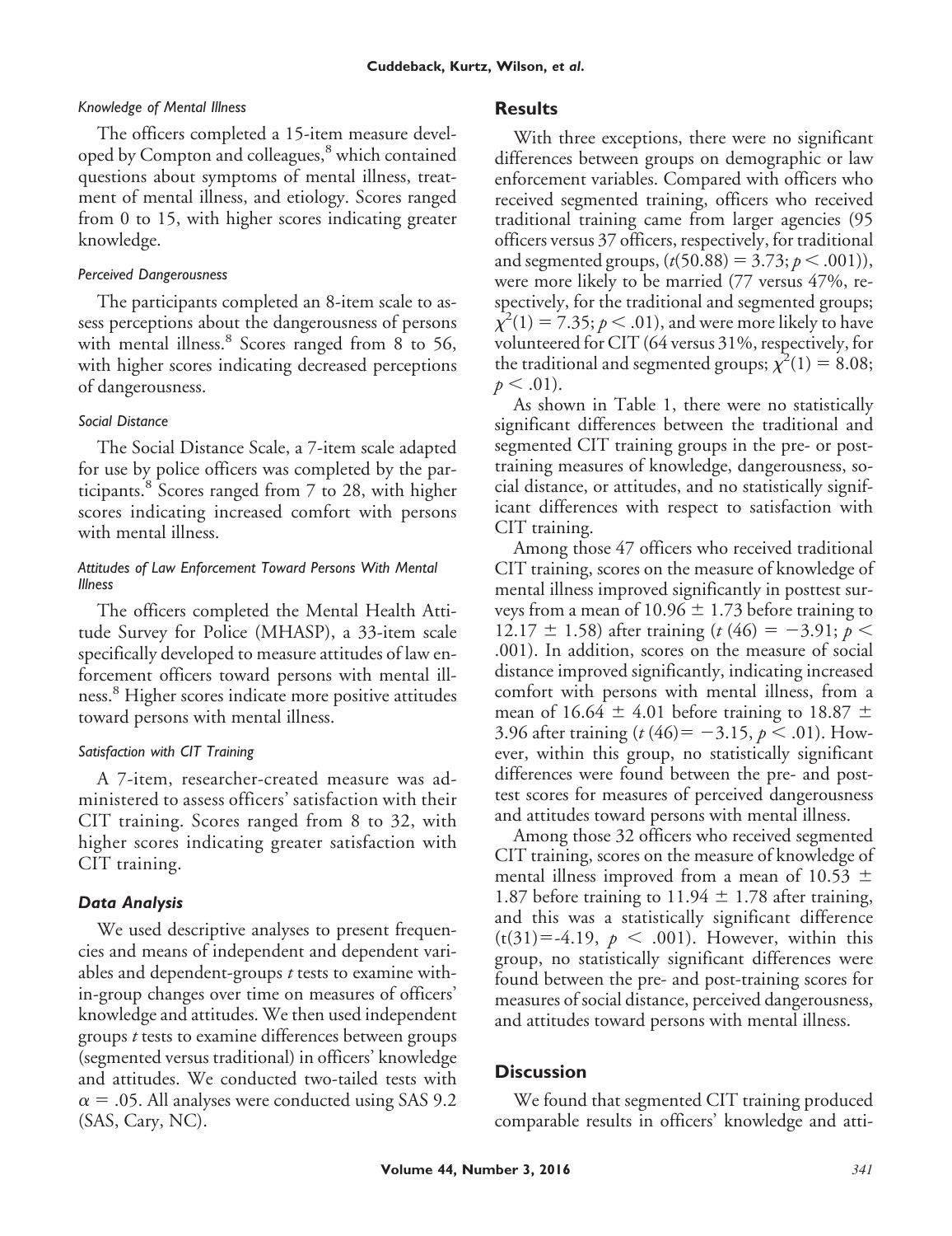#### *Knowledge of Mental Illness*

The officers completed a 15-item measure developed by Compton and colleagues,[8] which contained questions about symptoms of mental illness, treatment of mental illness, and etiology. Scores ranged from 0 to 15, with higher scores indicating greater knowledge.

#### *Perceived Dangerousness*

The participants completed an 8-item scale to assess perceptions about the dangerousness of persons with mental illness.[8] Scores ranged from 8 to 56, with higher scores indicating decreased perceptions of dangerousness.

#### *Social Distance*

The Social Distance Scale, a 7-item scale adapted for use by police officers was completed by the participants.[8] Scores ranged from 7 to 28, with higher scores indicating increased comfort with persons with mental illness.

#### *Attitudes of Law Enforcement Toward Persons With Mental Illness*

The officers completed the Mental Health Attitude Survey for Police (MHASP), a 33-item scale specifically developed to measure attitudes of law enforcement officers toward persons with mental illness.[8] Higher scores indicate more positive attitudes toward persons with mental illness.

#### *Satisfaction with CIT Training*

A 7-item, researcher-created measure was administered to assess officers' satisfaction with their CIT training. Scores ranged from 8 to 32, with higher scores indicating greater satisfaction with CIT training.

### *Data Analysis*

We used descriptive analyses to present frequencies and means of independent and dependent variables and dependent-groups *t* tests to examine within-group changes over time on measures of officers' knowledge and attitudes. We then used independent groups *t* tests to examine differences between groups (segmented versus traditional) in officers' knowledge and attitudes. We conducted two-tailed tests with $\alpha = .05$. All analyses were conducted using SAS 9.2 (SAS, Cary, NC).

## Results

With three exceptions, there were no significant differences between groups on demographic or law enforcement variables. Compared with officers who received segmented training, officers who received traditional training came from larger agencies (95 officers versus 37 officers, respectively, for traditional and segmented groups, ($t(50.88) = 3.73$; $p < .001$)), were more likely to be married (77 versus 47%, respectively, for the traditional and segmented groups; $\chi^2(1) = 7.35$; $p < .01$), and were more likely to have volunteered for CIT (64 versus 31%, respectively, for the traditional and segmented groups; $\chi^2(1) = 8.08$; $p < .01$).

As shown in Table 1, there were no statistically significant differences between the traditional and segmented CIT training groups in the pre- or post-training measures of knowledge, dangerousness, social distance, or attitudes, and no statistically significant differences with respect to satisfaction with CIT training.

Among those 47 officers who received traditional CIT training, scores on the measure of knowledge of mental illness improved significantly in posttest surveys from a mean of $10.96 \pm 1.73$ before training to $12.17 \pm 1.58$) after training ($t(46) = -3.91$; $p < .001$). In addition, scores on the measure of social distance improved significantly, indicating increased comfort with persons with mental illness, from a mean of $16.64 \pm 4.01$ before training to $18.87 \pm 3.96$ after training ($t(46) = -3.15$, $p < .01$). However, within this group, no statistically significant differences were found between the pre- and posttest scores for measures of perceived dangerousness and attitudes toward persons with mental illness.

Among those 32 officers who received segmented CIT training, scores on the measure of knowledge of mental illness improved from a mean of $10.53 \pm 1.87$ before training to $11.94 \pm 1.78$ after training, and this was a statistically significant difference ($t(31) = -4.19$, $p < .001$). However, within this group, no statistically significant differences were found between the pre- and post-training scores for measures of social distance, perceived dangerousness, and attitudes toward persons with mental illness.

## Discussion

We found that segmented CIT training produced comparable results in officers' knowledge and atti-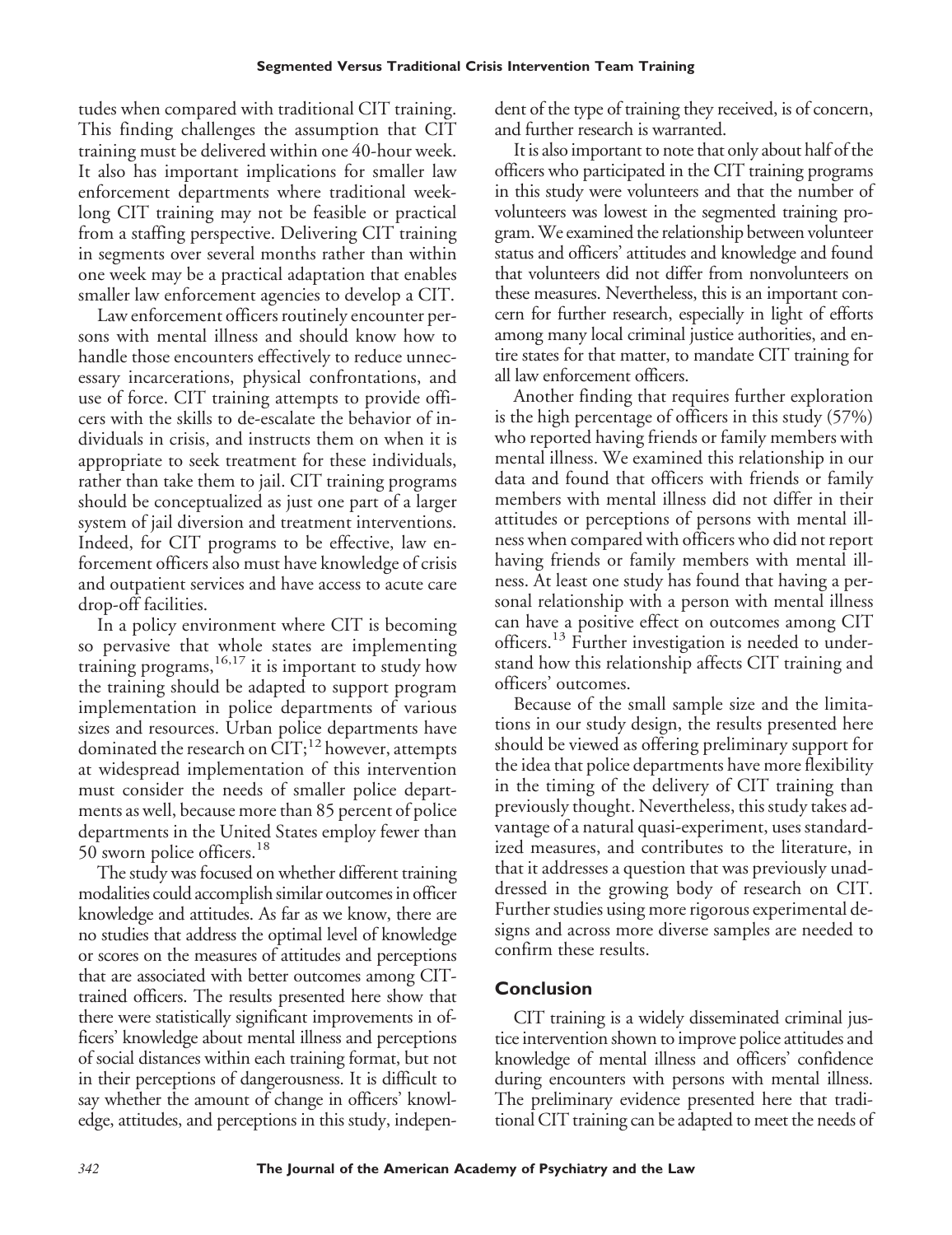tudes when compared with traditional CIT training. This finding challenges the assumption that CIT training must be delivered within one 40-hour week. It also has important implications for smaller law enforcement departments where traditional week-long CIT training may not be feasible or practical from a staffing perspective. Delivering CIT training in segments over several months rather than within one week may be a practical adaptation that enables smaller law enforcement agencies to develop a CIT.

Law enforcement officers routinely encounter persons with mental illness and should know how to handle those encounters effectively to reduce unnecessary incarcerations, physical confrontations, and use of force. CIT training attempts to provide officers with the skills to de-escalate the behavior of individuals in crisis, and instructs them on when it is appropriate to seek treatment for these individuals, rather than take them to jail. CIT training programs should be conceptualized as just one part of a larger system of jail diversion and treatment interventions. Indeed, for CIT programs to be effective, law enforcement officers also must have knowledge of crisis and outpatient services and have access to acute care drop-off facilities.

In a policy environment where CIT is becoming so pervasive that whole states are implementing training programs,[16,17] it is important to study how the training should be adapted to support program implementation in police departments of various sizes and resources. Urban police departments have dominated the research on CIT;[12] however, attempts at widespread implementation of this intervention must consider the needs of smaller police departments as well, because more than 85 percent of police departments in the United States employ fewer than 50 sworn police officers.[18]

The study was focused on whether different training modalities could accomplish similar outcomes in officer knowledge and attitudes. As far as we know, there are no studies that address the optimal level of knowledge or scores on the measures of attitudes and perceptions that are associated with better outcomes among CIT-trained officers. The results presented here show that there were statistically significant improvements in officers' knowledge about mental illness and perceptions of social distances within each training format, but not in their perceptions of dangerousness. It is difficult to say whether the amount of change in officers' knowledge, attitudes, and perceptions in this study, independent of the type of training they received, is of concern, and further research is warranted.

It is also important to note that only about half of the officers who participated in the CIT training programs in this study were volunteers and that the number of volunteers was lowest in the segmented training program. We examined the relationship between volunteer status and officers' attitudes and knowledge and found that volunteers did not differ from nonvolunteers on these measures. Nevertheless, this is an important concern for further research, especially in light of efforts among many local criminal justice authorities, and entire states for that matter, to mandate CIT training for all law enforcement officers.

Another finding that requires further exploration is the high percentage of officers in this study (57%) who reported having friends or family members with mental illness. We examined this relationship in our data and found that officers with friends or family members with mental illness did not differ in their attitudes or perceptions of persons with mental illness when compared with officers who did not report having friends or family members with mental illness. At least one study has found that having a personal relationship with a person with mental illness can have a positive effect on outcomes among CIT officers.[13] Further investigation is needed to understand how this relationship affects CIT training and officers' outcomes.

Because of the small sample size and the limitations in our study design, the results presented here should be viewed as offering preliminary support for the idea that police departments have more flexibility in the timing of the delivery of CIT training than previously thought. Nevertheless, this study takes advantage of a natural quasi-experiment, uses standardized measures, and contributes to the literature, in that it addresses a question that was previously unaddressed in the growing body of research on CIT. Further studies using more rigorous experimental designs and across more diverse samples are needed to confirm these results.

## Conclusion

CIT training is a widely disseminated criminal justice intervention shown to improve police attitudes and knowledge of mental illness and officers' confidence during encounters with persons with mental illness. The preliminary evidence presented here that traditional CIT training can be adapted to meet the needs of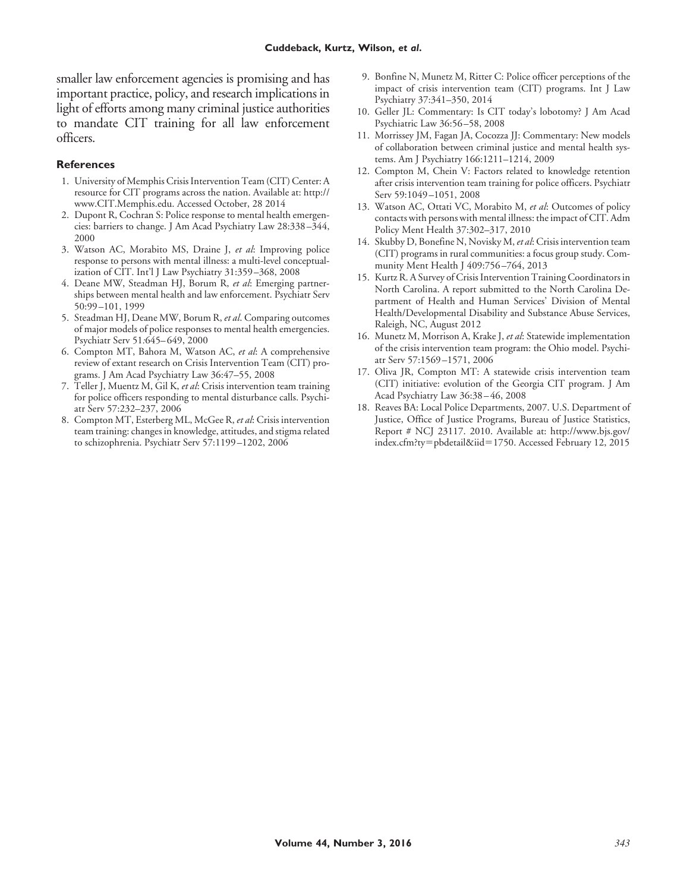smaller law enforcement agencies is promising and has important practice, policy, and research implications in light of efforts among many criminal justice authorities to mandate CIT training for all law enforcement officers.

## References

1. University of Memphis Crisis Intervention Team (CIT) Center: A resource for CIT programs across the nation. Available at: http://www.CIT.Memphis.edu. Accessed October, 28 2014
2. Dupont R, Cochran S: Police response to mental health emergencies: barriers to change. J Am Acad Psychiatry Law 28:338–344, 2000
3. Watson AC, Morabito MS, Draine J, *et al*: Improving police response to persons with mental illness: a multi-level conceptualization of CIT. Int'l J Law Psychiatry 31:359–368, 2008
4. Deane MW, Steadman HJ, Borum R, *et al*: Emerging partnerships between mental health and law enforcement. Psychiatr Serv 50:99–101, 1999
5. Steadman HJ, Deane MW, Borum R, *et al*. Comparing outcomes of major models of police responses to mental health emergencies. Psychiatr Serv 51:645–649, 2000
6. Compton MT, Bahora M, Watson AC, *et al*: A comprehensive review of extant research on Crisis Intervention Team (CIT) programs. J Am Acad Psychiatry Law 36:47–55, 2008
7. Teller J, Muentz M, Gil K, *et al*: Crisis intervention team training for police officers responding to mental disturbance calls. Psychiatr Serv 57:232–237, 2006
8. Compton MT, Esterberg ML, McGee R, *et al*: Crisis intervention team training: changes in knowledge, attitudes, and stigma related to schizophrenia. Psychiatr Serv 57:1199–1202, 2006
9. Bonfine N, Munetz M, Ritter C: Police officer perceptions of the impact of crisis intervention team (CIT) programs. Int J Law Psychiatry 37:341–350, 2014
10. Geller JL: Commentary: Is CIT today's lobotomy? J Am Acad Psychiatric Law 36:56–58, 2008
11. Morrissey JM, Fagan JA, Cocozza JJ: Commentary: New models of collaboration between criminal justice and mental health systems. Am J Psychiatry 166:1211–1214, 2009
12. Compton M, Chein V: Factors related to knowledge retention after crisis intervention team training for police officers. Psychiatr Serv 59:1049–1051, 2008
13. Watson AC, Ottati VC, Morabito M, *et al*: Outcomes of policy contacts with persons with mental illness: the impact of CIT. Adm Policy Ment Health 37:302–317, 2010
14. Skubby D, Bonefine N, Novisky M, *et al*: Crisis intervention team (CIT) programs in rural communities: a focus group study. Community Ment Health J 409:756–764, 2013
15. Kurtz R. A Survey of Crisis Intervention Training Coordinators in North Carolina. A report submitted to the North Carolina Department of Health and Human Services' Division of Mental Health/Developmental Disability and Substance Abuse Services, Raleigh, NC, August 2012
16. Munetz M, Morrison A, Krake J, *et al*: Statewide implementation of the crisis intervention team program: the Ohio model. Psychiatr Serv 57:1569–1571, 2006
17. Oliva JR, Compton MT: A statewide crisis intervention team (CIT) initiative: evolution of the Georgia CIT program. J Am Acad Psychiatry Law 36:38–46, 2008
18. Reaves BA: Local Police Departments, 2007. U.S. Department of Justice, Office of Justice Programs, Bureau of Justice Statistics, Report # NCJ 23117. 2010. Available at: http://www.bjs.gov/index.cfm?ty=pbdetail&iid=1750. Accessed February 12, 2015